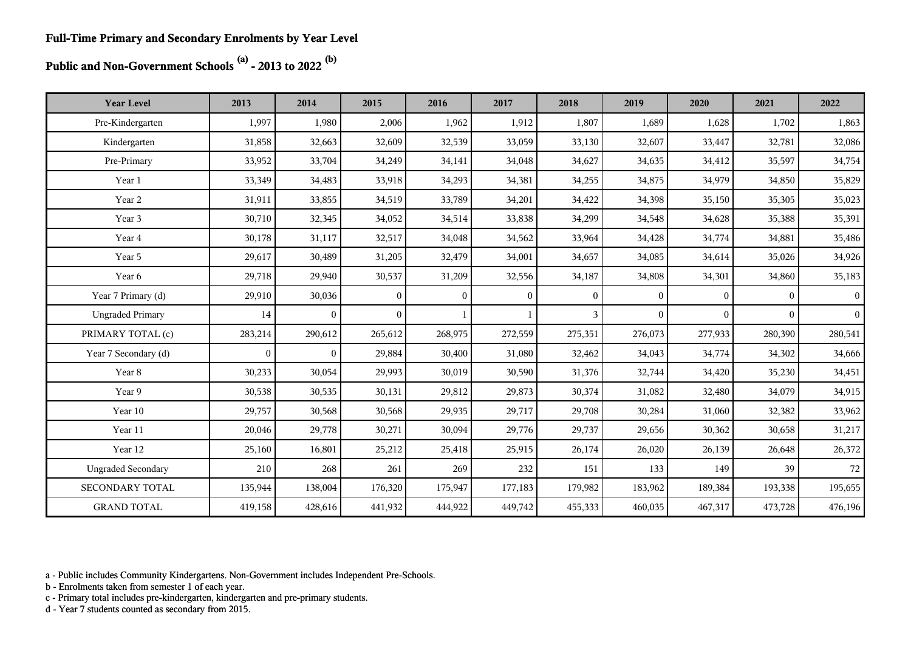**Full-Time Primary and Secondary Enrolments by Year Level**

**Public and Non-Government Schools [(a)] - 2013 to 2022 [(b)]**

| Year Level | 2013 | 2014 | 2015 | 2016 | 2017 | 2018 | 2019 | 2020 | 2021 | 2022 |
|---|---|---|---|---|---|---|---|---|---|---|
| Pre-Kindergarten | 1,997 | 1,980 | 2,006 | 1,962 | 1,912 | 1,807 | 1,689 | 1,628 | 1,702 | 1,863 |
| Kindergarten | 31,858 | 32,663 | 32,609 | 32,539 | 33,059 | 33,130 | 32,607 | 33,447 | 32,781 | 32,086 |
| Pre-Primary | 33,952 | 33,704 | 34,249 | 34,141 | 34,048 | 34,627 | 34,635 | 34,412 | 35,597 | 34,754 |
| Year 1 | 33,349 | 34,483 | 33,918 | 34,293 | 34,381 | 34,255 | 34,875 | 34,979 | 34,850 | 35,829 |
| Year 2 | 31,911 | 33,855 | 34,519 | 33,789 | 34,201 | 34,422 | 34,398 | 35,150 | 35,305 | 35,023 |
| Year 3 | 30,710 | 32,345 | 34,052 | 34,514 | 33,838 | 34,299 | 34,548 | 34,628 | 35,388 | 35,391 |
| Year 4 | 30,178 | 31,117 | 32,517 | 34,048 | 34,562 | 33,964 | 34,428 | 34,774 | 34,881 | 35,486 |
| Year 5 | 29,617 | 30,489 | 31,205 | 32,479 | 34,001 | 34,657 | 34,085 | 34,614 | 35,026 | 34,926 |
| Year 6 | 29,718 | 29,940 | 30,537 | 31,209 | 32,556 | 34,187 | 34,808 | 34,301 | 34,860 | 35,183 |
| Year 7 Primary (d) | 29,910 | 30,036 | 0 | 0 | 0 | 0 | 0 | 0 | 0 | 0 |
| Ungraded Primary | 14 | 0 | 0 | 1 | 1 | 3 | 0 | 0 | 0 | 0 |
| PRIMARY TOTAL (c) | 283,214 | 290,612 | 265,612 | 268,975 | 272,559 | 275,351 | 276,073 | 277,933 | 280,390 | 280,541 |
| Year 7 Secondary (d) | 0 | 0 | 29,884 | 30,400 | 31,080 | 32,462 | 34,043 | 34,774 | 34,302 | 34,666 |
| Year 8 | 30,233 | 30,054 | 29,993 | 30,019 | 30,590 | 31,376 | 32,744 | 34,420 | 35,230 | 34,451 |
| Year 9 | 30,538 | 30,535 | 30,131 | 29,812 | 29,873 | 30,374 | 31,082 | 32,480 | 34,079 | 34,915 |
| Year 10 | 29,757 | 30,568 | 30,568 | 29,935 | 29,717 | 29,708 | 30,284 | 31,060 | 32,382 | 33,962 |
| Year 11 | 20,046 | 29,778 | 30,271 | 30,094 | 29,776 | 29,737 | 29,656 | 30,362 | 30,658 | 31,217 |
| Year 12 | 25,160 | 16,801 | 25,212 | 25,418 | 25,915 | 26,174 | 26,020 | 26,139 | 26,648 | 26,372 |
| Ungraded Secondary | 210 | 268 | 261 | 269 | 232 | 151 | 133 | 149 | 39 | 72 |
| SECONDARY TOTAL | 135,944 | 138,004 | 176,320 | 175,947 | 177,183 | 179,982 | 183,962 | 189,384 | 193,338 | 195,655 |
| GRAND TOTAL | 419,158 | 428,616 | 441,932 | 444,922 | 449,742 | 455,333 | 460,035 | 467,317 | 473,728 | 476,196 |

a - Public includes Community Kindergartens. Non-Government includes Independent Pre-Schools.
b - Enrolments taken from semester 1 of each year.
c - Primary total includes pre-kindergarten, kindergarten and pre-primary students.
d - Year 7 students counted as secondary from 2015.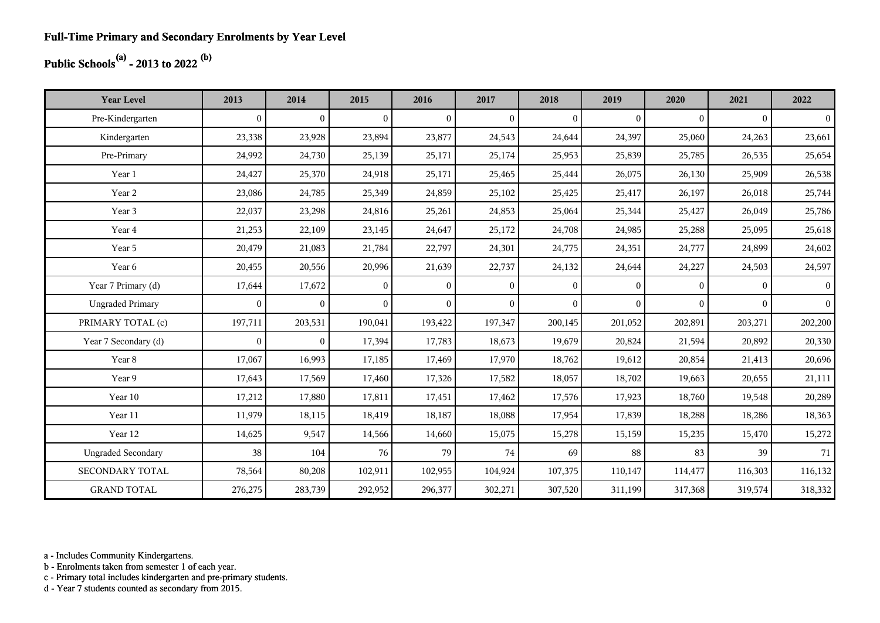**Full-Time Primary and Secondary Enrolments by Year Level**

**Public Schools[(a)] - 2013 to 2022 [(b)]**

| Year Level | 2013 | 2014 | 2015 | 2016 | 2017 | 2018 | 2019 | 2020 | 2021 | 2022 |
|---|---|---|---|---|---|---|---|---|---|---|
| Pre-Kindergarten | 0 | 0 | 0 | 0 | 0 | 0 | 0 | 0 | 0 | 0 |
| Kindergarten | 23,338 | 23,928 | 23,894 | 23,877 | 24,543 | 24,644 | 24,397 | 25,060 | 24,263 | 23,661 |
| Pre-Primary | 24,992 | 24,730 | 25,139 | 25,171 | 25,174 | 25,953 | 25,839 | 25,785 | 26,535 | 25,654 |
| Year 1 | 24,427 | 25,370 | 24,918 | 25,171 | 25,465 | 25,444 | 26,075 | 26,130 | 25,909 | 26,538 |
| Year 2 | 23,086 | 24,785 | 25,349 | 24,859 | 25,102 | 25,425 | 25,417 | 26,197 | 26,018 | 25,744 |
| Year 3 | 22,037 | 23,298 | 24,816 | 25,261 | 24,853 | 25,064 | 25,344 | 25,427 | 26,049 | 25,786 |
| Year 4 | 21,253 | 22,109 | 23,145 | 24,647 | 25,172 | 24,708 | 24,985 | 25,288 | 25,095 | 25,618 |
| Year 5 | 20,479 | 21,083 | 21,784 | 22,797 | 24,301 | 24,775 | 24,351 | 24,777 | 24,899 | 24,602 |
| Year 6 | 20,455 | 20,556 | 20,996 | 21,639 | 22,737 | 24,132 | 24,644 | 24,227 | 24,503 | 24,597 |
| Year 7 Primary (d) | 17,644 | 17,672 | 0 | 0 | 0 | 0 | 0 | 0 | 0 | 0 |
| Ungraded Primary | 0 | 0 | 0 | 0 | 0 | 0 | 0 | 0 | 0 | 0 |
| PRIMARY TOTAL (c) | 197,711 | 203,531 | 190,041 | 193,422 | 197,347 | 200,145 | 201,052 | 202,891 | 203,271 | 202,200 |
| Year 7 Secondary (d) | 0 | 0 | 17,394 | 17,783 | 18,673 | 19,679 | 20,824 | 21,594 | 20,892 | 20,330 |
| Year 8 | 17,067 | 16,993 | 17,185 | 17,469 | 17,970 | 18,762 | 19,612 | 20,854 | 21,413 | 20,696 |
| Year 9 | 17,643 | 17,569 | 17,460 | 17,326 | 17,582 | 18,057 | 18,702 | 19,663 | 20,655 | 21,111 |
| Year 10 | 17,212 | 17,880 | 17,811 | 17,451 | 17,462 | 17,576 | 17,923 | 18,760 | 19,548 | 20,289 |
| Year 11 | 11,979 | 18,115 | 18,419 | 18,187 | 18,088 | 17,954 | 17,839 | 18,288 | 18,286 | 18,363 |
| Year 12 | 14,625 | 9,547 | 14,566 | 14,660 | 15,075 | 15,278 | 15,159 | 15,235 | 15,470 | 15,272 |
| Ungraded Secondary | 38 | 104 | 76 | 79 | 74 | 69 | 88 | 83 | 39 | 71 |
| SECONDARY TOTAL | 78,564 | 80,208 | 102,911 | 102,955 | 104,924 | 107,375 | 110,147 | 114,477 | 116,303 | 116,132 |
| GRAND TOTAL | 276,275 | 283,739 | 292,952 | 296,377 | 302,271 | 307,520 | 311,199 | 317,368 | 319,574 | 318,332 |

a - Includes Community Kindergartens.
b - Enrolments taken from semester 1 of each year.
c - Primary total includes kindergarten and pre-primary students.
d - Year 7 students counted as secondary from 2015.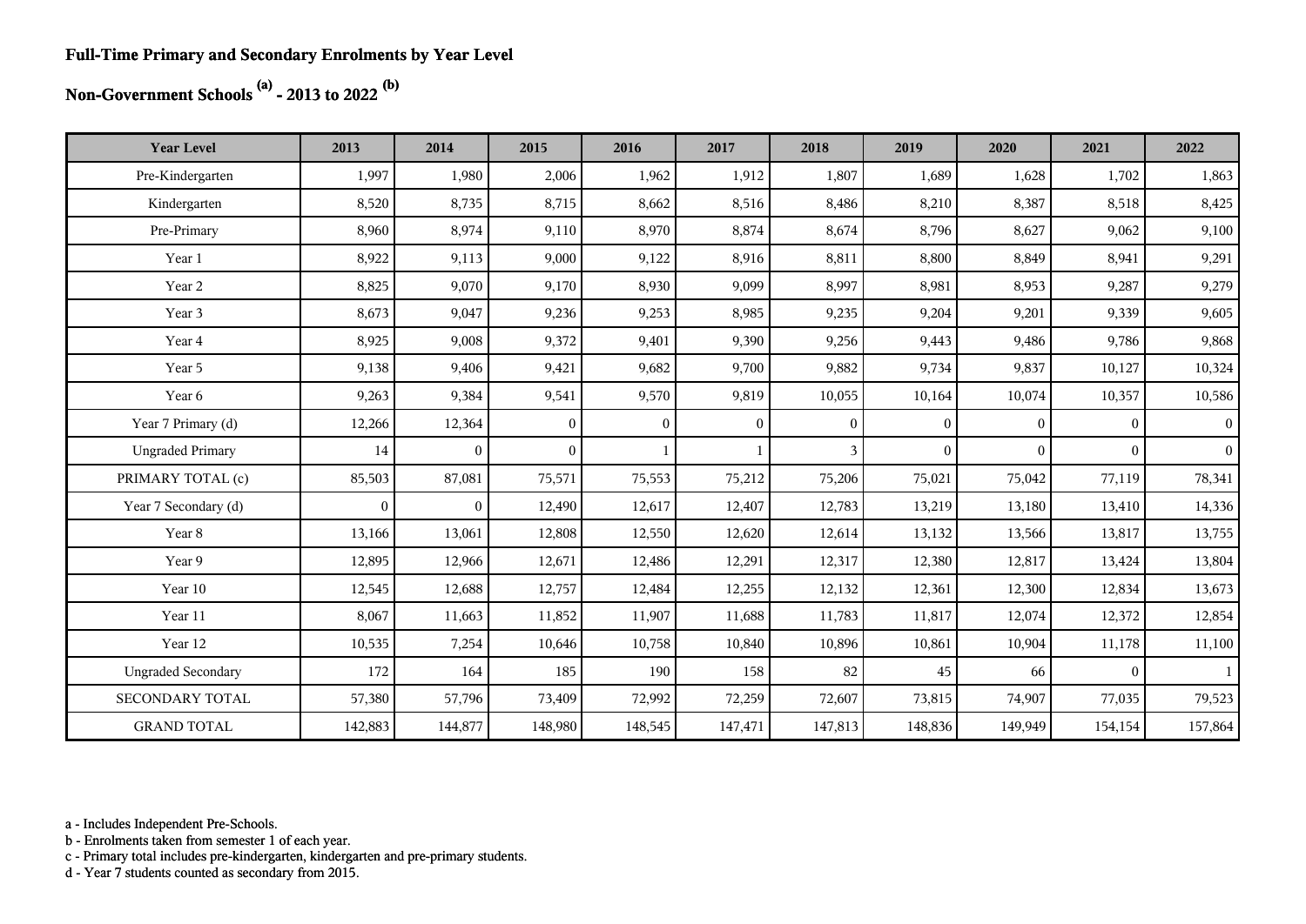# Full-Time Primary and Secondary Enrolments by Year Level

## Non-Government Schools [(a)] - 2013 to 2022 [(b)]

| Year Level | 2013 | 2014 | 2015 | 2016 | 2017 | 2018 | 2019 | 2020 | 2021 | 2022 |
|---|---|---|---|---|---|---|---|---|---|---|
| Pre-Kindergarten | 1,997 | 1,980 | 2,006 | 1,962 | 1,912 | 1,807 | 1,689 | 1,628 | 1,702 | 1,863 |
| Kindergarten | 8,520 | 8,735 | 8,715 | 8,662 | 8,516 | 8,486 | 8,210 | 8,387 | 8,518 | 8,425 |
| Pre-Primary | 8,960 | 8,974 | 9,110 | 8,970 | 8,874 | 8,674 | 8,796 | 8,627 | 9,062 | 9,100 |
| Year 1 | 8,922 | 9,113 | 9,000 | 9,122 | 8,916 | 8,811 | 8,800 | 8,849 | 8,941 | 9,291 |
| Year 2 | 8,825 | 9,070 | 9,170 | 8,930 | 9,099 | 8,997 | 8,981 | 8,953 | 9,287 | 9,279 |
| Year 3 | 8,673 | 9,047 | 9,236 | 9,253 | 8,985 | 9,235 | 9,204 | 9,201 | 9,339 | 9,605 |
| Year 4 | 8,925 | 9,008 | 9,372 | 9,401 | 9,390 | 9,256 | 9,443 | 9,486 | 9,786 | 9,868 |
| Year 5 | 9,138 | 9,406 | 9,421 | 9,682 | 9,700 | 9,882 | 9,734 | 9,837 | 10,127 | 10,324 |
| Year 6 | 9,263 | 9,384 | 9,541 | 9,570 | 9,819 | 10,055 | 10,164 | 10,074 | 10,357 | 10,586 |
| Year 7 Primary (d) | 12,266 | 12,364 | 0 | 0 | 0 | 0 | 0 | 0 | 0 | 0 |
| Ungraded Primary | 14 | 0 | 0 | 1 | 1 | 3 | 0 | 0 | 0 | 0 |
| PRIMARY TOTAL (c) | 85,503 | 87,081 | 75,571 | 75,553 | 75,212 | 75,206 | 75,021 | 75,042 | 77,119 | 78,341 |
| Year 7 Secondary (d) | 0 | 0 | 12,490 | 12,617 | 12,407 | 12,783 | 13,219 | 13,180 | 13,410 | 14,336 |
| Year 8 | 13,166 | 13,061 | 12,808 | 12,550 | 12,620 | 12,614 | 13,132 | 13,566 | 13,817 | 13,755 |
| Year 9 | 12,895 | 12,966 | 12,671 | 12,486 | 12,291 | 12,317 | 12,380 | 12,817 | 13,424 | 13,804 |
| Year 10 | 12,545 | 12,688 | 12,757 | 12,484 | 12,255 | 12,132 | 12,361 | 12,300 | 12,834 | 13,673 |
| Year 11 | 8,067 | 11,663 | 11,852 | 11,907 | 11,688 | 11,783 | 11,817 | 12,074 | 12,372 | 12,854 |
| Year 12 | 10,535 | 7,254 | 10,646 | 10,758 | 10,840 | 10,896 | 10,861 | 10,904 | 11,178 | 11,100 |
| Ungraded Secondary | 172 | 164 | 185 | 190 | 158 | 82 | 45 | 66 | 0 | 1 |
| SECONDARY TOTAL | 57,380 | 57,796 | 73,409 | 72,992 | 72,259 | 72,607 | 73,815 | 74,907 | 77,035 | 79,523 |
| GRAND TOTAL | 142,883 | 144,877 | 148,980 | 148,545 | 147,471 | 147,813 | 148,836 | 149,949 | 154,154 | 157,864 |

a - Includes Independent Pre-Schools.
b - Enrolments taken from semester 1 of each year.
c - Primary total includes pre-kindergarten, kindergarten and pre-primary students.
d - Year 7 students counted as secondary from 2015.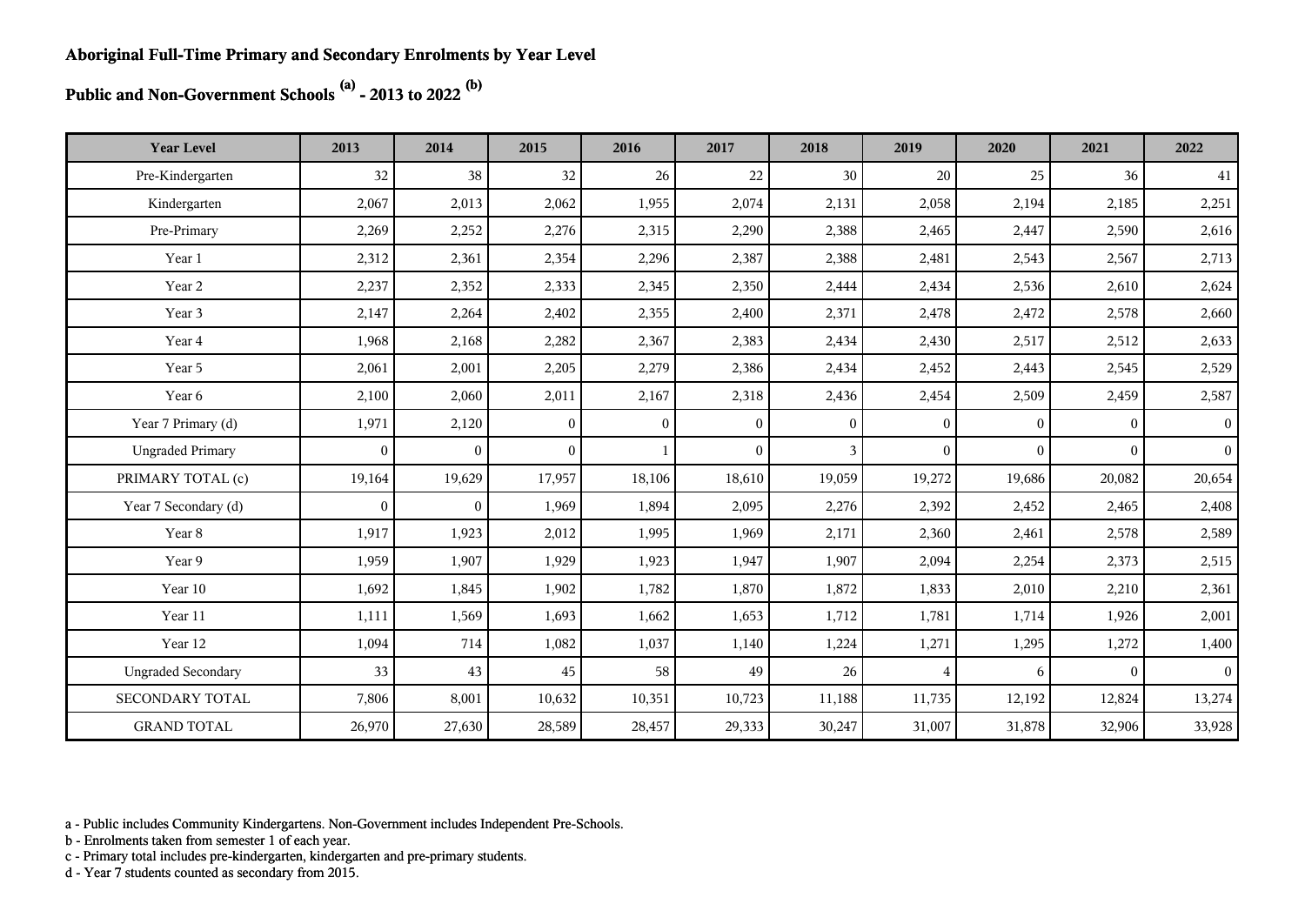**Aboriginal Full-Time Primary and Secondary Enrolments by Year Level**

**Public and Non-Government Schools [(a)] - 2013 to 2022 [(b)]**

| Year Level | 2013 | 2014 | 2015 | 2016 | 2017 | 2018 | 2019 | 2020 | 2021 | 2022 |
|---|---|---|---|---|---|---|---|---|---|---|
| Pre-Kindergarten | 32 | 38 | 32 | 26 | 22 | 30 | 20 | 25 | 36 | 41 |
| Kindergarten | 2,067 | 2,013 | 2,062 | 1,955 | 2,074 | 2,131 | 2,058 | 2,194 | 2,185 | 2,251 |
| Pre-Primary | 2,269 | 2,252 | 2,276 | 2,315 | 2,290 | 2,388 | 2,465 | 2,447 | 2,590 | 2,616 |
| Year 1 | 2,312 | 2,361 | 2,354 | 2,296 | 2,387 | 2,388 | 2,481 | 2,543 | 2,567 | 2,713 |
| Year 2 | 2,237 | 2,352 | 2,333 | 2,345 | 2,350 | 2,444 | 2,434 | 2,536 | 2,610 | 2,624 |
| Year 3 | 2,147 | 2,264 | 2,402 | 2,355 | 2,400 | 2,371 | 2,478 | 2,472 | 2,578 | 2,660 |
| Year 4 | 1,968 | 2,168 | 2,282 | 2,367 | 2,383 | 2,434 | 2,430 | 2,517 | 2,512 | 2,633 |
| Year 5 | 2,061 | 2,001 | 2,205 | 2,279 | 2,386 | 2,434 | 2,452 | 2,443 | 2,545 | 2,529 |
| Year 6 | 2,100 | 2,060 | 2,011 | 2,167 | 2,318 | 2,436 | 2,454 | 2,509 | 2,459 | 2,587 |
| Year 7 Primary (d) | 1,971 | 2,120 | 0 | 0 | 0 | 0 | 0 | 0 | 0 | 0 |
| Ungraded Primary | 0 | 0 | 0 | 1 | 0 | 3 | 0 | 0 | 0 | 0 |
| PRIMARY TOTAL (c) | 19,164 | 19,629 | 17,957 | 18,106 | 18,610 | 19,059 | 19,272 | 19,686 | 20,082 | 20,654 |
| Year 7 Secondary (d) | 0 | 0 | 1,969 | 1,894 | 2,095 | 2,276 | 2,392 | 2,452 | 2,465 | 2,408 |
| Year 8 | 1,917 | 1,923 | 2,012 | 1,995 | 1,969 | 2,171 | 2,360 | 2,461 | 2,578 | 2,589 |
| Year 9 | 1,959 | 1,907 | 1,929 | 1,923 | 1,947 | 1,907 | 2,094 | 2,254 | 2,373 | 2,515 |
| Year 10 | 1,692 | 1,845 | 1,902 | 1,782 | 1,870 | 1,872 | 1,833 | 2,010 | 2,210 | 2,361 |
| Year 11 | 1,111 | 1,569 | 1,693 | 1,662 | 1,653 | 1,712 | 1,781 | 1,714 | 1,926 | 2,001 |
| Year 12 | 1,094 | 714 | 1,082 | 1,037 | 1,140 | 1,224 | 1,271 | 1,295 | 1,272 | 1,400 |
| Ungraded Secondary | 33 | 43 | 45 | 58 | 49 | 26 | 4 | 6 | 0 | 0 |
| SECONDARY TOTAL | 7,806 | 8,001 | 10,632 | 10,351 | 10,723 | 11,188 | 11,735 | 12,192 | 12,824 | 13,274 |
| GRAND TOTAL | 26,970 | 27,630 | 28,589 | 28,457 | 29,333 | 30,247 | 31,007 | 31,878 | 32,906 | 33,928 |

a - Public includes Community Kindergartens. Non-Government includes Independent Pre-Schools.
b - Enrolments taken from semester 1 of each year.
c - Primary total includes pre-kindergarten, kindergarten and pre-primary students.
d - Year 7 students counted as secondary from 2015.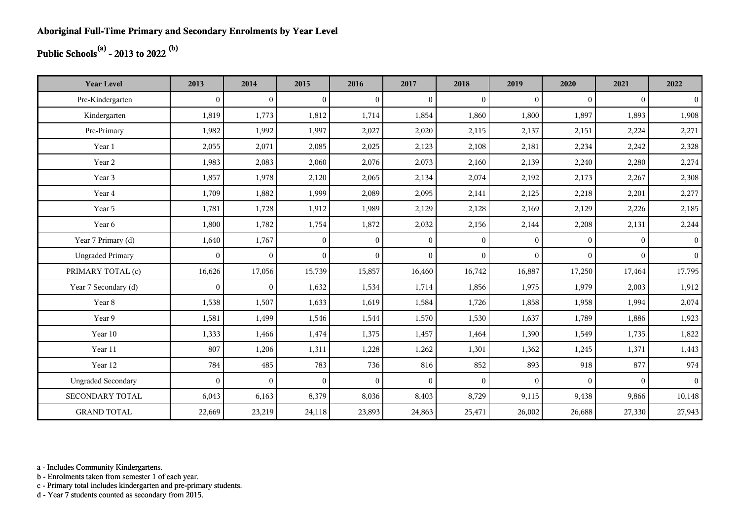**Aboriginal Full-Time Primary and Secondary Enrolments by Year Level**

**Public Schools[(a)] - 2013 to 2022 [(b)]**

| Year Level | 2013 | 2014 | 2015 | 2016 | 2017 | 2018 | 2019 | 2020 | 2021 | 2022 |
|---|---|---|---|---|---|---|---|---|---|---|
| Pre-Kindergarten | 0 | 0 | 0 | 0 | 0 | 0 | 0 | 0 | 0 | 0 |
| Kindergarten | 1,819 | 1,773 | 1,812 | 1,714 | 1,854 | 1,860 | 1,800 | 1,897 | 1,893 | 1,908 |
| Pre-Primary | 1,982 | 1,992 | 1,997 | 2,027 | 2,020 | 2,115 | 2,137 | 2,151 | 2,224 | 2,271 |
| Year 1 | 2,055 | 2,071 | 2,085 | 2,025 | 2,123 | 2,108 | 2,181 | 2,234 | 2,242 | 2,328 |
| Year 2 | 1,983 | 2,083 | 2,060 | 2,076 | 2,073 | 2,160 | 2,139 | 2,240 | 2,280 | 2,274 |
| Year 3 | 1,857 | 1,978 | 2,120 | 2,065 | 2,134 | 2,074 | 2,192 | 2,173 | 2,267 | 2,308 |
| Year 4 | 1,709 | 1,882 | 1,999 | 2,089 | 2,095 | 2,141 | 2,125 | 2,218 | 2,201 | 2,277 |
| Year 5 | 1,781 | 1,728 | 1,912 | 1,989 | 2,129 | 2,128 | 2,169 | 2,129 | 2,226 | 2,185 |
| Year 6 | 1,800 | 1,782 | 1,754 | 1,872 | 2,032 | 2,156 | 2,144 | 2,208 | 2,131 | 2,244 |
| Year 7 Primary (d) | 1,640 | 1,767 | 0 | 0 | 0 | 0 | 0 | 0 | 0 | 0 |
| Ungraded Primary | 0 | 0 | 0 | 0 | 0 | 0 | 0 | 0 | 0 | 0 |
| PRIMARY TOTAL (c) | 16,626 | 17,056 | 15,739 | 15,857 | 16,460 | 16,742 | 16,887 | 17,250 | 17,464 | 17,795 |
| Year 7 Secondary (d) | 0 | 0 | 1,632 | 1,534 | 1,714 | 1,856 | 1,975 | 1,979 | 2,003 | 1,912 |
| Year 8 | 1,538 | 1,507 | 1,633 | 1,619 | 1,584 | 1,726 | 1,858 | 1,958 | 1,994 | 2,074 |
| Year 9 | 1,581 | 1,499 | 1,546 | 1,544 | 1,570 | 1,530 | 1,637 | 1,789 | 1,886 | 1,923 |
| Year 10 | 1,333 | 1,466 | 1,474 | 1,375 | 1,457 | 1,464 | 1,390 | 1,549 | 1,735 | 1,822 |
| Year 11 | 807 | 1,206 | 1,311 | 1,228 | 1,262 | 1,301 | 1,362 | 1,245 | 1,371 | 1,443 |
| Year 12 | 784 | 485 | 783 | 736 | 816 | 852 | 893 | 918 | 877 | 974 |
| Ungraded Secondary | 0 | 0 | 0 | 0 | 0 | 0 | 0 | 0 | 0 | 0 |
| SECONDARY TOTAL | 6,043 | 6,163 | 8,379 | 8,036 | 8,403 | 8,729 | 9,115 | 9,438 | 9,866 | 10,148 |
| GRAND TOTAL | 22,669 | 23,219 | 24,118 | 23,893 | 24,863 | 25,471 | 26,002 | 26,688 | 27,330 | 27,943 |

a - Includes Community Kindergartens.
b - Enrolments taken from semester 1 of each year.
c - Primary total includes kindergarten and pre-primary students.
d - Year 7 students counted as secondary from 2015.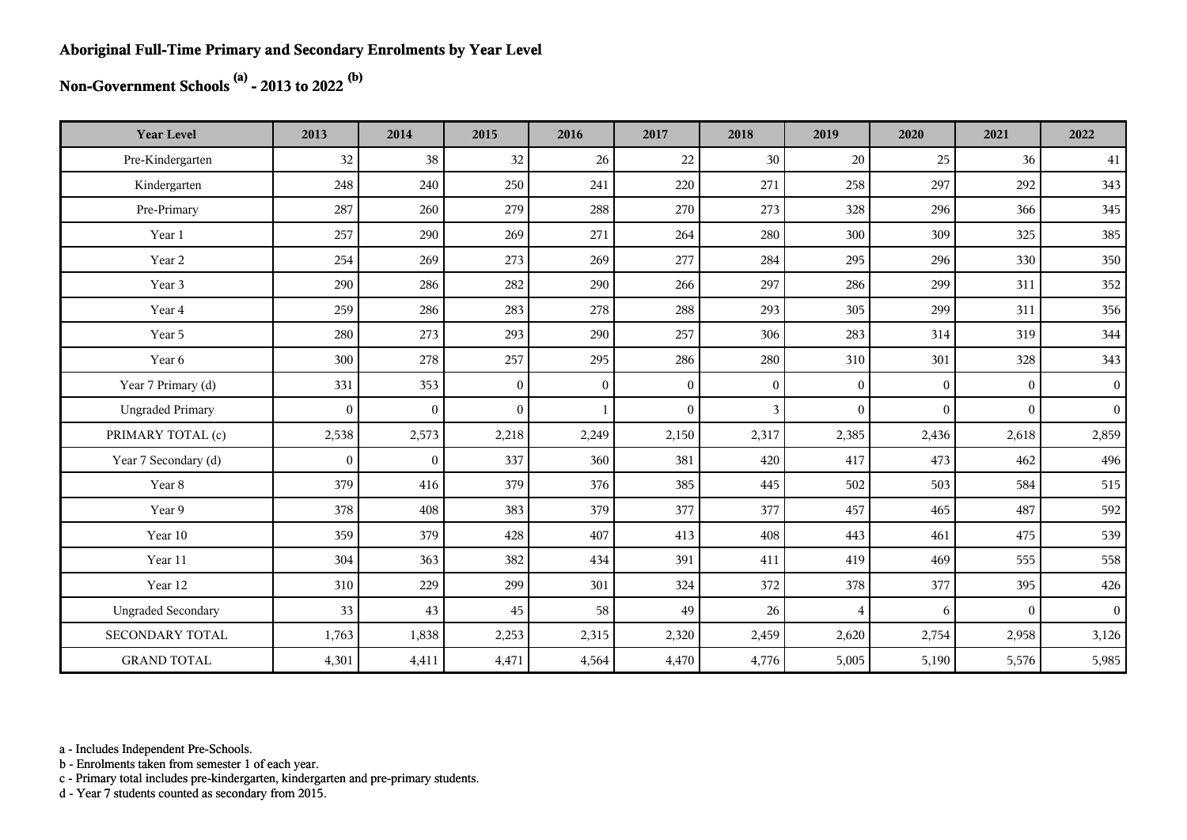**Aboriginal Full-Time Primary and Secondary Enrolments by Year Level**

**Non-Government Schools [(a)] - 2013 to 2022 [(b)]**

| Year Level | 2013 | 2014 | 2015 | 2016 | 2017 | 2018 | 2019 | 2020 | 2021 | 2022 |
|---|---|---|---|---|---|---|---|---|---|---|
| Pre-Kindergarten | 32 | 38 | 32 | 26 | 22 | 30 | 20 | 25 | 36 | 41 |
| Kindergarten | 248 | 240 | 250 | 241 | 220 | 271 | 258 | 297 | 292 | 343 |
| Pre-Primary | 287 | 260 | 279 | 288 | 270 | 273 | 328 | 296 | 366 | 345 |
| Year 1 | 257 | 290 | 269 | 271 | 264 | 280 | 300 | 309 | 325 | 385 |
| Year 2 | 254 | 269 | 273 | 269 | 277 | 284 | 295 | 296 | 330 | 350 |
| Year 3 | 290 | 286 | 282 | 290 | 266 | 297 | 286 | 299 | 311 | 352 |
| Year 4 | 259 | 286 | 283 | 278 | 288 | 293 | 305 | 299 | 311 | 356 |
| Year 5 | 280 | 273 | 293 | 290 | 257 | 306 | 283 | 314 | 319 | 344 |
| Year 6 | 300 | 278 | 257 | 295 | 286 | 280 | 310 | 301 | 328 | 343 |
| Year 7 Primary (d) | 331 | 353 | 0 | 0 | 0 | 0 | 0 | 0 | 0 | 0 |
| Ungraded Primary | 0 | 0 | 0 | 1 | 0 | 3 | 0 | 0 | 0 | 0 |
| PRIMARY TOTAL (c) | 2,538 | 2,573 | 2,218 | 2,249 | 2,150 | 2,317 | 2,385 | 2,436 | 2,618 | 2,859 |
| Year 7 Secondary (d) | 0 | 0 | 337 | 360 | 381 | 420 | 417 | 473 | 462 | 496 |
| Year 8 | 379 | 416 | 379 | 376 | 385 | 445 | 502 | 503 | 584 | 515 |
| Year 9 | 378 | 408 | 383 | 379 | 377 | 377 | 457 | 465 | 487 | 592 |
| Year 10 | 359 | 379 | 428 | 407 | 413 | 408 | 443 | 461 | 475 | 539 |
| Year 11 | 304 | 363 | 382 | 434 | 391 | 411 | 419 | 469 | 555 | 558 |
| Year 12 | 310 | 229 | 299 | 301 | 324 | 372 | 378 | 377 | 395 | 426 |
| Ungraded Secondary | 33 | 43 | 45 | 58 | 49 | 26 | 4 | 6 | 0 | 0 |
| SECONDARY TOTAL | 1,763 | 1,838 | 2,253 | 2,315 | 2,320 | 2,459 | 2,620 | 2,754 | 2,958 | 3,126 |
| GRAND TOTAL | 4,301 | 4,411 | 4,471 | 4,564 | 4,470 | 4,776 | 5,005 | 5,190 | 5,576 | 5,985 |

a - Includes Independent Pre-Schools.
b - Enrolments taken from semester 1 of each year.
c - Primary total includes pre-kindergarten, kindergarten and pre-primary students.
d - Year 7 students counted as secondary from 2015.